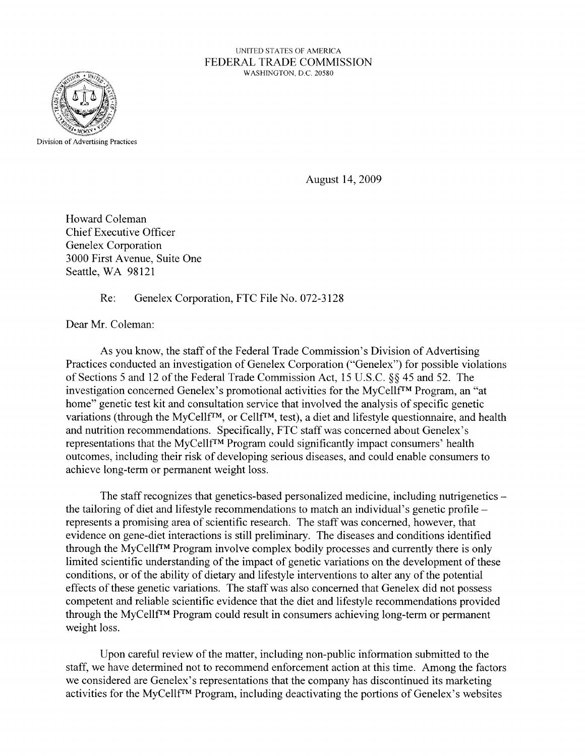UNITED STATES OF AMERICA
FEDERAL TRADE COMMISSION
WASHINGTON, D.C. 20580

Division of Advertising Practices

August 14, 2009

Howard Coleman
Chief Executive Officer
Genelex Corporation
3000 First Avenue, Suite One
Seattle, WA 98121

Re: Genelex Corporation, FTC File No. 072-3128

Dear Mr. Coleman:

As you know, the staff of the Federal Trade Commission's Division of Advertising Practices conducted an investigation of Genelex Corporation ("Genelex") for possible violations of Sections 5 and 12 of the Federal Trade Commission Act, 15 U.S.C. §§ 45 and 52. The investigation concerned Genelex's promotional activities for the MyCellf™ Program, an "at home" genetic test kit and consultation service that involved the analysis of specific genetic variations (through the MyCellf™, or Cellf™, test), a diet and lifestyle questionnaire, and health and nutrition recommendations. Specifically, FTC staff was concerned about Genelex's representations that the MyCellf™ Program could significantly impact consumers' health outcomes, including their risk of developing serious diseases, and could enable consumers to achieve long-term or permanent weight loss.

The staff recognizes that genetics-based personalized medicine, including nutrigenetics – the tailoring of diet and lifestyle recommendations to match an individual's genetic profile – represents a promising area of scientific research. The staff was concerned, however, that evidence on gene-diet interactions is still preliminary. The diseases and conditions identified through the MyCellf™ Program involve complex bodily processes and currently there is only limited scientific understanding of the impact of genetic variations on the development of these conditions, or of the ability of dietary and lifestyle interventions to alter any of the potential effects of these genetic variations. The staff was also concerned that Genelex did not possess competent and reliable scientific evidence that the diet and lifestyle recommendations provided through the MyCellf™ Program could result in consumers achieving long-term or permanent weight loss.

Upon careful review of the matter, including non-public information submitted to the staff, we have determined not to recommend enforcement action at this time. Among the factors we considered are Genelex's representations that the company has discontinued its marketing activities for the MyCellf™ Program, including deactivating the portions of Genelex's websites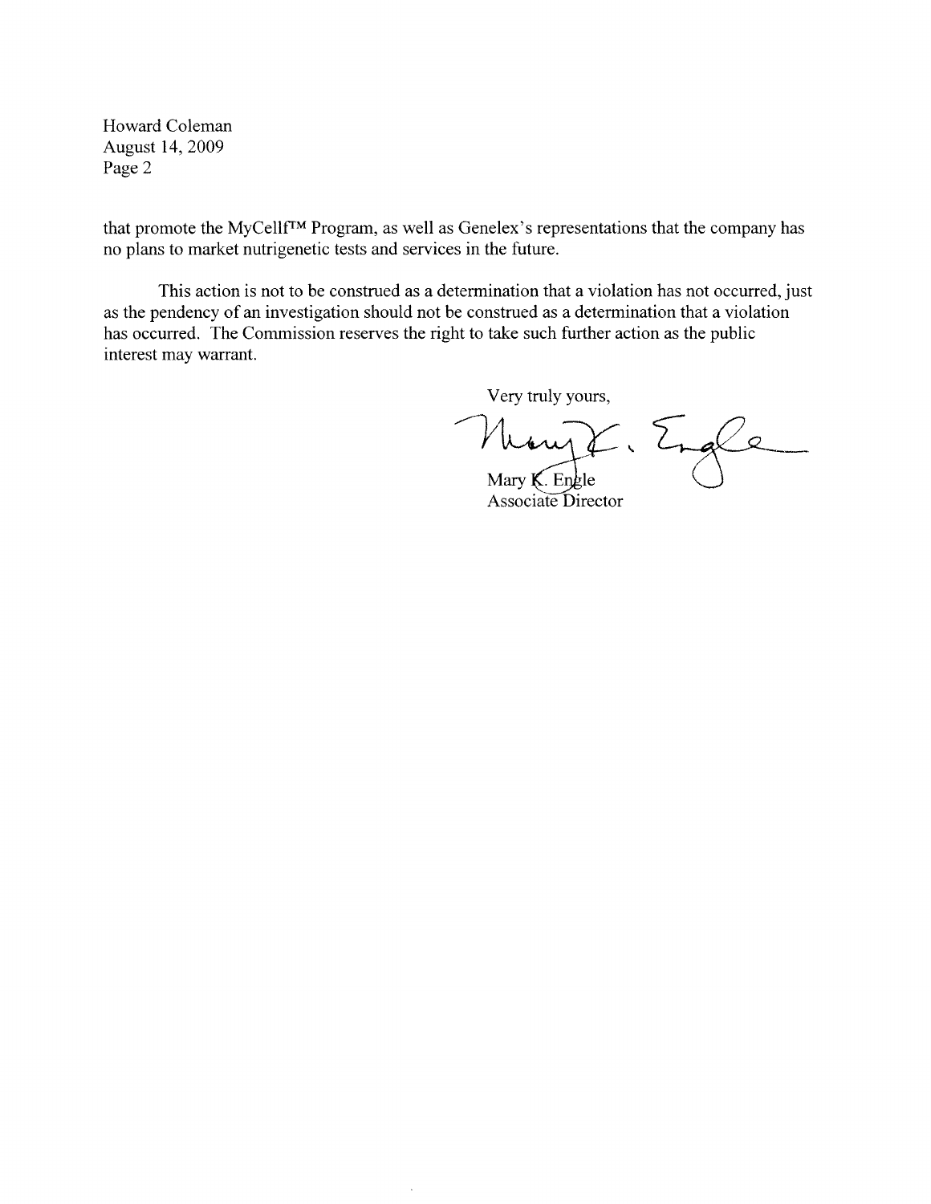Howard Coleman
August 14, 2009
Page 2

that promote the MyCellf™ Program, as well as Genelex's representations that the company has no plans to market nutrigenetic tests and services in the future.

This action is not to be construed as a determination that a violation has not occurred, just as the pendency of an investigation should not be construed as a determination that a violation has occurred. The Commission reserves the right to take such further action as the public interest may warrant.

Very truly yours,

Mary K. Engle
Associate Director